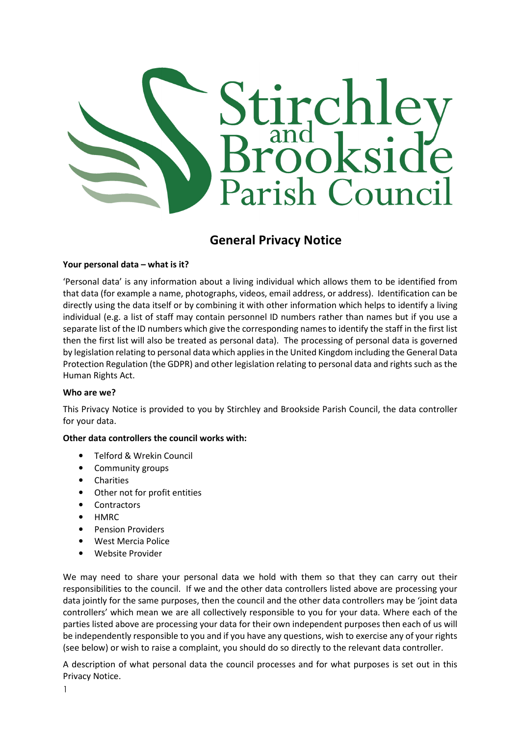# General Privacy Notice

**Your personal data – what is it?**

'Personal data' is any information about a living individual which allows them to be identified from that data (for example a name, photographs, videos, email address, or address). Identification can be directly using the data itself or by combining it with other information which helps to identify a living individual (e.g. a list of staff may contain personnel ID numbers rather than names but if you use a separate list of the ID numbers which give the corresponding names to identify the staff in the first list then the first list will also be treated as personal data). The processing of personal data is governed by legislation relating to personal data which applies in the United Kingdom including the General Data Protection Regulation (the GDPR) and other legislation relating to personal data and rights such as the Human Rights Act.

**Who are we?**

This Privacy Notice is provided to you by Stirchley and Brookside Parish Council, the data controller for your data.

**Other data controllers the council works with:**

- Telford & Wrekin Council
- Community groups
- Charities
- Other not for profit entities
- Contractors
- HMRC
- Pension Providers
- West Mercia Police
- Website Provider

We may need to share your personal data we hold with them so that they can carry out their responsibilities to the council. If we and the other data controllers listed above are processing your data jointly for the same purposes, then the council and the other data controllers may be 'joint data controllers' which mean we are all collectively responsible to you for your data. Where each of the parties listed above are processing your data for their own independent purposes then each of us will be independently responsible to you and if you have any questions, wish to exercise any of your rights (see below) or wish to raise a complaint, you should do so directly to the relevant data controller.

A description of what personal data the council processes and for what purposes is set out in this Privacy Notice.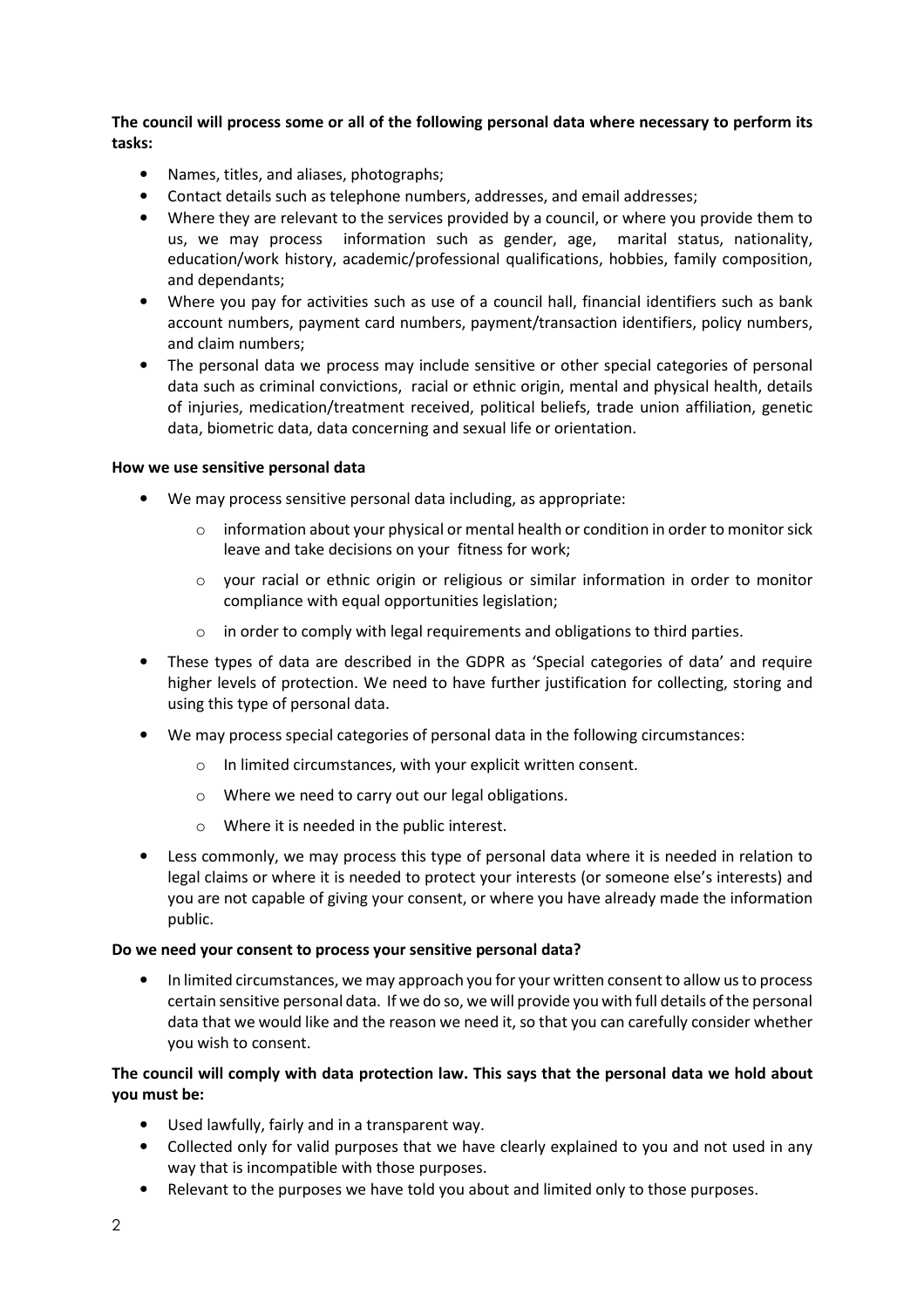**The council will process some or all of the following personal data where necessary to perform its tasks:**

- Names, titles, and aliases, photographs;
- Contact details such as telephone numbers, addresses, and email addresses;
- Where they are relevant to the services provided by a council, or where you provide them to us, we may process information such as gender, age, marital status, nationality, education/work history, academic/professional qualifications, hobbies, family composition, and dependants;
- Where you pay for activities such as use of a council hall, financial identifiers such as bank account numbers, payment card numbers, payment/transaction identifiers, policy numbers, and claim numbers;
- The personal data we process may include sensitive or other special categories of personal data such as criminal convictions, racial or ethnic origin, mental and physical health, details of injuries, medication/treatment received, political beliefs, trade union affiliation, genetic data, biometric data, data concerning and sexual life or orientation.

**How we use sensitive personal data**

- We may process sensitive personal data including, as appropriate:
  - information about your physical or mental health or condition in order to monitor sick leave and take decisions on your fitness for work;
  - your racial or ethnic origin or religious or similar information in order to monitor compliance with equal opportunities legislation;
  - in order to comply with legal requirements and obligations to third parties.
- These types of data are described in the GDPR as 'Special categories of data' and require higher levels of protection. We need to have further justification for collecting, storing and using this type of personal data.
- We may process special categories of personal data in the following circumstances:
  - In limited circumstances, with your explicit written consent.
  - Where we need to carry out our legal obligations.
  - Where it is needed in the public interest.
- Less commonly, we may process this type of personal data where it is needed in relation to legal claims or where it is needed to protect your interests (or someone else's interests) and you are not capable of giving your consent, or where you have already made the information public.

**Do we need your consent to process your sensitive personal data?**

- In limited circumstances, we may approach you for your written consent to allow us to process certain sensitive personal data. If we do so, we will provide you with full details of the personal data that we would like and the reason we need it, so that you can carefully consider whether you wish to consent.

**The council will comply with data protection law. This says that the personal data we hold about you must be:**

- Used lawfully, fairly and in a transparent way.
- Collected only for valid purposes that we have clearly explained to you and not used in any way that is incompatible with those purposes.
- Relevant to the purposes we have told you about and limited only to those purposes.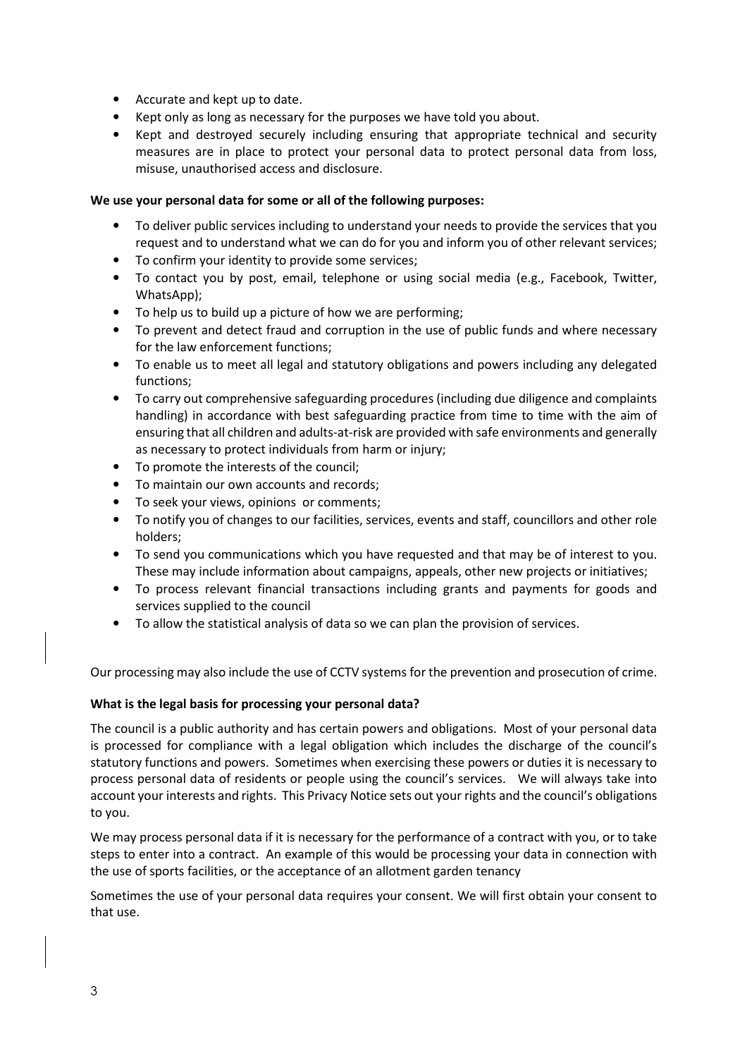- Accurate and kept up to date.
- Kept only as long as necessary for the purposes we have told you about.
- Kept and destroyed securely including ensuring that appropriate technical and security measures are in place to protect your personal data to protect personal data from loss, misuse, unauthorised access and disclosure.

**We use your personal data for some or all of the following purposes:**

- To deliver public services including to understand your needs to provide the services that you request and to understand what we can do for you and inform you of other relevant services;
- To confirm your identity to provide some services;
- To contact you by post, email, telephone or using social media (e.g., Facebook, Twitter, WhatsApp);
- To help us to build up a picture of how we are performing;
- To prevent and detect fraud and corruption in the use of public funds and where necessary for the law enforcement functions;
- To enable us to meet all legal and statutory obligations and powers including any delegated functions;
- To carry out comprehensive safeguarding procedures (including due diligence and complaints handling) in accordance with best safeguarding practice from time to time with the aim of ensuring that all children and adults-at-risk are provided with safe environments and generally as necessary to protect individuals from harm or injury;
- To promote the interests of the council;
- To maintain our own accounts and records;
- To seek your views, opinions or comments;
- To notify you of changes to our facilities, services, events and staff, councillors and other role holders;
- To send you communications which you have requested and that may be of interest to you. These may include information about campaigns, appeals, other new projects or initiatives;
- To process relevant financial transactions including grants and payments for goods and services supplied to the council
- To allow the statistical analysis of data so we can plan the provision of services.

Our processing may also include the use of CCTV systems for the prevention and prosecution of crime.

**What is the legal basis for processing your personal data?**

The council is a public authority and has certain powers and obligations. Most of your personal data is processed for compliance with a legal obligation which includes the discharge of the council's statutory functions and powers. Sometimes when exercising these powers or duties it is necessary to process personal data of residents or people using the council's services. We will always take into account your interests and rights. This Privacy Notice sets out your rights and the council's obligations to you.

We may process personal data if it is necessary for the performance of a contract with you, or to take steps to enter into a contract. An example of this would be processing your data in connection with the use of sports facilities, or the acceptance of an allotment garden tenancy

Sometimes the use of your personal data requires your consent. We will first obtain your consent to that use.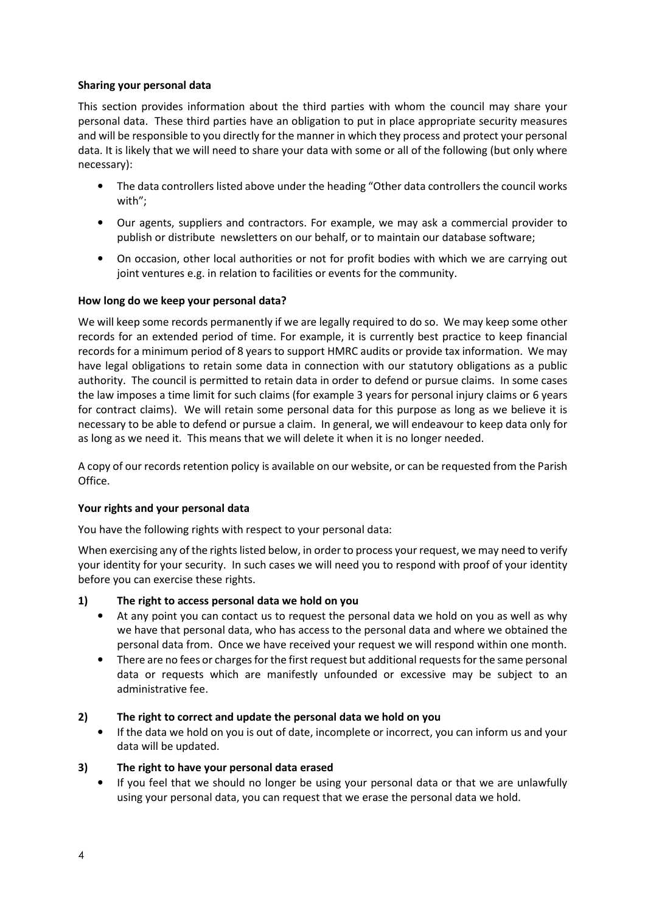**Sharing your personal data**

This section provides information about the third parties with whom the council may share your personal data. These third parties have an obligation to put in place appropriate security measures and will be responsible to you directly for the manner in which they process and protect your personal data. It is likely that we will need to share your data with some or all of the following (but only where necessary):

- The data controllers listed above under the heading "Other data controllers the council works with";
- Our agents, suppliers and contractors. For example, we may ask a commercial provider to publish or distribute newsletters on our behalf, or to maintain our database software;
- On occasion, other local authorities or not for profit bodies with which we are carrying out joint ventures e.g. in relation to facilities or events for the community.

**How long do we keep your personal data?**

We will keep some records permanently if we are legally required to do so. We may keep some other records for an extended period of time. For example, it is currently best practice to keep financial records for a minimum period of 8 years to support HMRC audits or provide tax information. We may have legal obligations to retain some data in connection with our statutory obligations as a public authority. The council is permitted to retain data in order to defend or pursue claims. In some cases the law imposes a time limit for such claims (for example 3 years for personal injury claims or 6 years for contract claims). We will retain some personal data for this purpose as long as we believe it is necessary to be able to defend or pursue a claim. In general, we will endeavour to keep data only for as long as we need it. This means that we will delete it when it is no longer needed.

A copy of our records retention policy is available on our website, or can be requested from the Parish Office.

**Your rights and your personal data**

You have the following rights with respect to your personal data:

When exercising any of the rights listed below, in order to process your request, we may need to verify your identity for your security. In such cases we will need you to respond with proof of your identity before you can exercise these rights.

**1) The right to access personal data we hold on you**

- At any point you can contact us to request the personal data we hold on you as well as why we have that personal data, who has access to the personal data and where we obtained the personal data from. Once we have received your request we will respond within one month.
- There are no fees or charges for the first request but additional requests for the same personal data or requests which are manifestly unfounded or excessive may be subject to an administrative fee.

**2) The right to correct and update the personal data we hold on you**

- If the data we hold on you is out of date, incomplete or incorrect, you can inform us and your data will be updated.

**3) The right to have your personal data erased**

- If you feel that we should no longer be using your personal data or that we are unlawfully using your personal data, you can request that we erase the personal data we hold.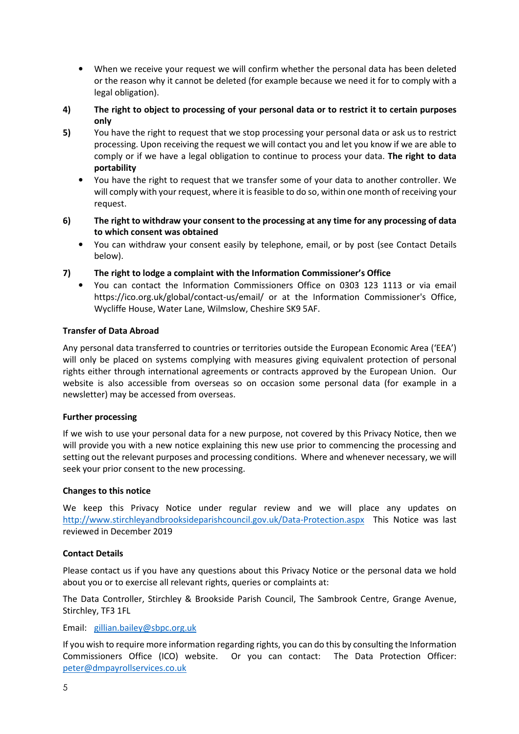- When we receive your request we will confirm whether the personal data has been deleted or the reason why it cannot be deleted (for example because we need it for to comply with a legal obligation).

4) **The right to object to processing of your personal data or to restrict it to certain purposes only**

5) You have the right to request that we stop processing your personal data or ask us to restrict processing. Upon receiving the request we will contact you and let you know if we are able to comply or if we have a legal obligation to continue to process your data. **The right to data portability**

   - You have the right to request that we transfer some of your data to another controller. We will comply with your request, where it is feasible to do so, within one month of receiving your request.

6) **The right to withdraw your consent to the processing at any time for any processing of data to which consent was obtained**

   - You can withdraw your consent easily by telephone, email, or by post (see Contact Details below).

7) **The right to lodge a complaint with the Information Commissioner's Office**

   - You can contact the Information Commissioners Office on 0303 123 1113 or via email https://ico.org.uk/global/contact-us/email/ or at the Information Commissioner's Office, Wycliffe House, Water Lane, Wilmslow, Cheshire SK9 5AF.

**Transfer of Data Abroad**

Any personal data transferred to countries or territories outside the European Economic Area ('EEA') will only be placed on systems complying with measures giving equivalent protection of personal rights either through international agreements or contracts approved by the European Union. Our website is also accessible from overseas so on occasion some personal data (for example in a newsletter) may be accessed from overseas.

**Further processing**

If we wish to use your personal data for a new purpose, not covered by this Privacy Notice, then we will provide you with a new notice explaining this new use prior to commencing the processing and setting out the relevant purposes and processing conditions. Where and whenever necessary, we will seek your prior consent to the new processing.

**Changes to this notice**

We keep this Privacy Notice under regular review and we will place any updates on http://www.stirchleyandbrooksideparishcouncil.gov.uk/Data-Protection.aspx This Notice was last reviewed in December 2019

**Contact Details**

Please contact us if you have any questions about this Privacy Notice or the personal data we hold about you or to exercise all relevant rights, queries or complaints at:

The Data Controller, Stirchley & Brookside Parish Council, The Sambrook Centre, Grange Avenue, Stirchley, TF3 1FL

Email: gillian.bailey@sbpc.org.uk

If you wish to require more information regarding rights, you can do this by consulting the Information Commissioners Office (ICO) website. Or you can contact: The Data Protection Officer: peter@dmpayrollservices.co.uk